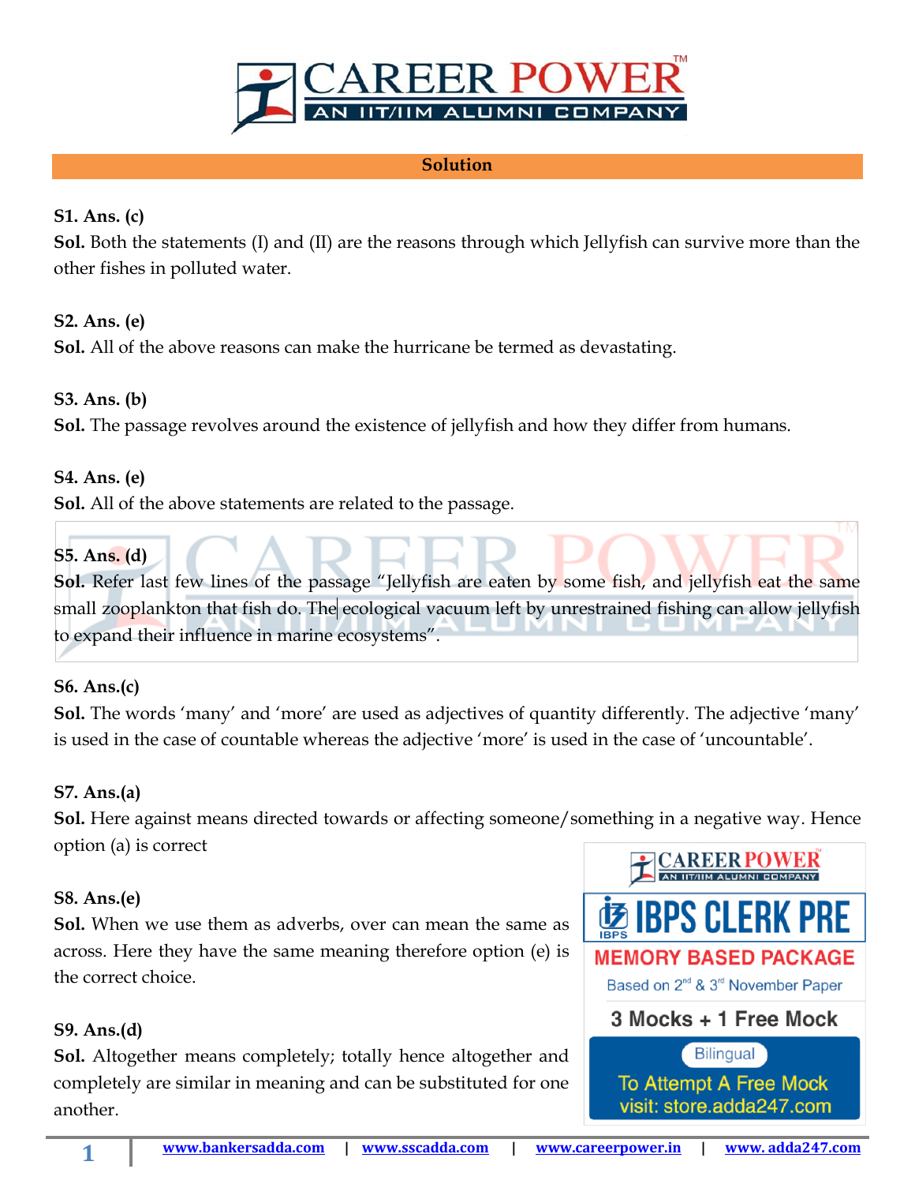## Solution

**S1. Ans. (c)**

**Sol.** Both the statements (I) and (II) are the reasons through which Jellyfish can survive more than the other fishes in polluted water.

**S2. Ans. (e)**

**Sol.** All of the above reasons can make the hurricane be termed as devastating.

**S3. Ans. (b)**

**Sol.** The passage revolves around the existence of jellyfish and how they differ from humans.

**S4. Ans. (e)**

**Sol.** All of the above statements are related to the passage.

**S5. Ans. (d)**

**Sol.** Refer last few lines of the passage "Jellyfish are eaten by some fish, and jellyfish eat the same small zooplankton that fish do. The ecological vacuum left by unrestrained fishing can allow jellyfish to expand their influence in marine ecosystems".

**S6. Ans.(c)**

**Sol.** The words 'many' and 'more' are used as adjectives of quantity differently. The adjective 'many' is used in the case of countable whereas the adjective 'more' is used in the case of 'uncountable'.

**S7. Ans.(a)**

**Sol.** Here against means directed towards or affecting someone/something in a negative way. Hence option (a) is correct

**S8. Ans.(e)**

**Sol.** When we use them as adverbs, over can mean the same as across. Here they have the same meaning therefore option (e) is the correct choice.

**S9. Ans.(d)**

**Sol.** Altogether means completely; totally hence altogether and completely are similar in meaning and can be substituted for one another.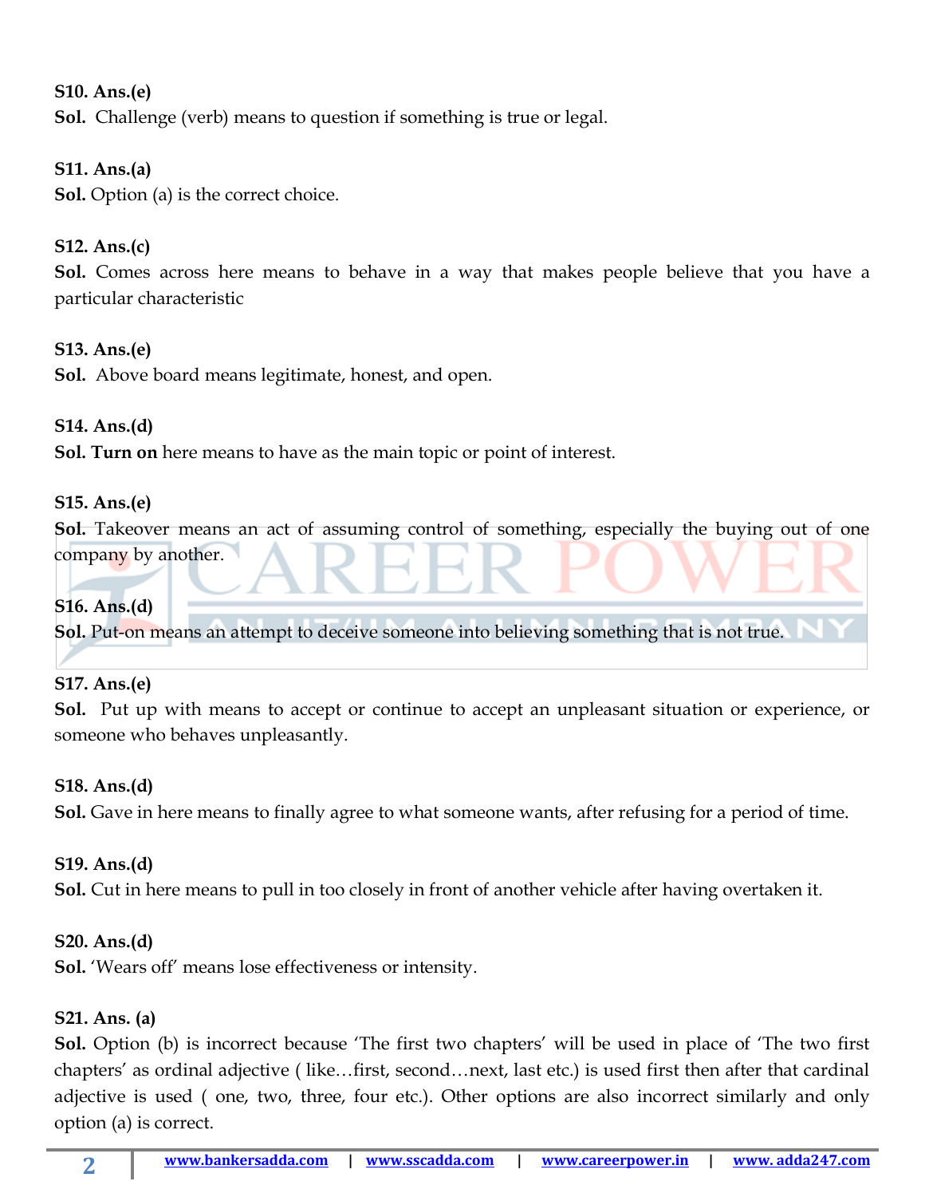**S10. Ans.(e)**
**Sol.** Challenge (verb) means to question if something is true or legal.

**S11. Ans.(a)**
**Sol.** Option (a) is the correct choice.

**S12. Ans.(c)**
**Sol.** Comes across here means to behave in a way that makes people believe that you have a particular characteristic

**S13. Ans.(e)**
**Sol.** Above board means legitimate, honest, and open.

**S14. Ans.(d)**
**Sol. Turn on** here means to have as the main topic or point of interest.

**S15. Ans.(e)**
**Sol.** Takeover means an act of assuming control of something, especially the buying out of one company by another.

**S16. Ans.(d)**
**Sol.** Put-on means an attempt to deceive someone into believing something that is not true.

**S17. Ans.(e)**
**Sol.** Put up with means to accept or continue to accept an unpleasant situation or experience, or someone who behaves unpleasantly.

**S18. Ans.(d)**
**Sol.** Gave in here means to finally agree to what someone wants, after refusing for a period of time.

**S19. Ans.(d)**
**Sol.** Cut in here means to pull in too closely in front of another vehicle after having overtaken it.

**S20. Ans.(d)**
**Sol.** 'Wears off' means lose effectiveness or intensity.

**S21. Ans. (a)**
**Sol.** Option (b) is incorrect because 'The first two chapters' will be used in place of 'The two first chapters' as ordinal adjective ( like…first, second…next, last etc.) is used first then after that cardinal adjective is used ( one, two, three, four etc.). Other options are also incorrect similarly and only option (a) is correct.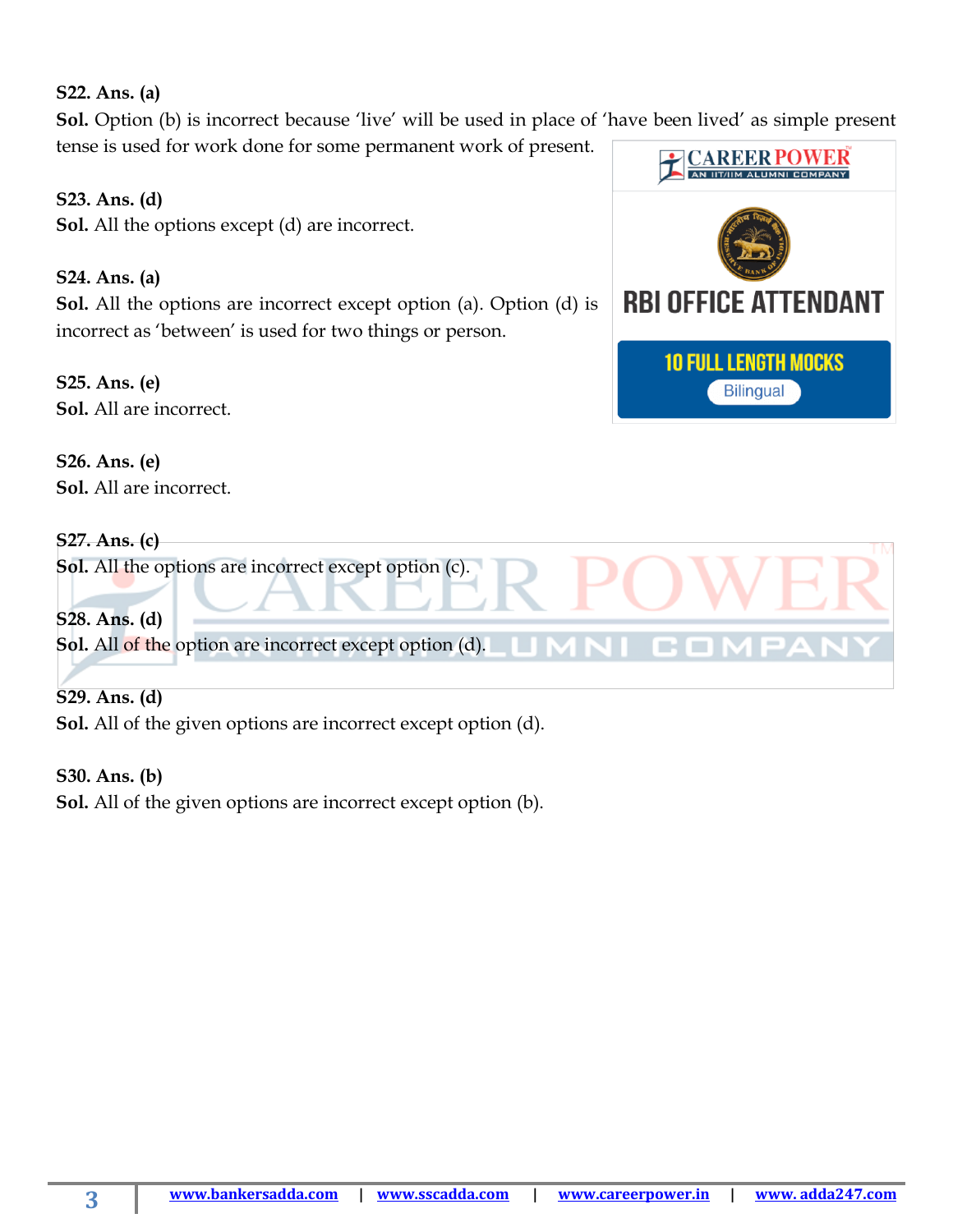**S22. Ans. (a)**
**Sol.** Option (b) is incorrect because 'live' will be used in place of 'have been lived' as simple present tense is used for work done for some permanent work of present.

**S23. Ans. (d)**
**Sol.** All the options except (d) are incorrect.

**S24. Ans. (a)**
**Sol.** All the options are incorrect except option (a). Option (d) is incorrect as 'between' is used for two things or person.

**S25. Ans. (e)**
**Sol.** All are incorrect.

**S26. Ans. (e)**
**Sol.** All are incorrect.

**S27. Ans. (c)**
**Sol.** All the options are incorrect except option (c).

**S28. Ans. (d)**
**Sol.** All of the option are incorrect except option (d).

**S29. Ans. (d)**
**Sol.** All of the given options are incorrect except option (d).

**S30. Ans. (b)**
**Sol.** All of the given options are incorrect except option (b).